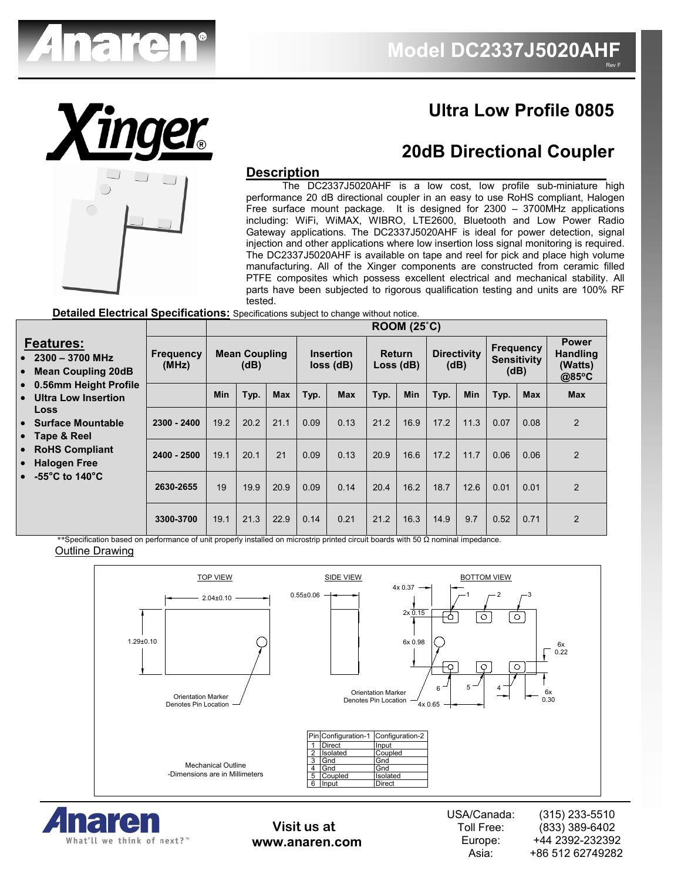# Model DC2337J5020AHF

Rev F

## Ultra Low Profile 0805

## 20dB Directional Coupler

### Description

The DC2337J5020AHF is a low cost, low profile sub-miniature high performance 20 dB directional coupler in an easy to use RoHS compliant, Halogen Free surface mount package. It is designed for 2300 – 3700MHz applications including: WiFi, WiMAX, WIBRO, LTE2600, Bluetooth and Low Power Radio Gateway applications. The DC2337J5020AHF is ideal for power detection, signal injection and other applications where low insertion loss signal monitoring is required. The DC2337J5020AHF is available on tape and reel for pick and place high volume manufacturing. All of the Xinger components are constructed from ceramic filled PTFE composites which possess excellent electrical and mechanical stability. All parts have been subjected to rigorous qualification testing and units are 100% RF tested.

### Features:

- 2300 – 3700 MHz
- Mean Coupling 20dB
- 0.56mm Height Profile
- Ultra Low Insertion Loss
- Surface Mountable
- Tape & Reel
- RoHS Compliant
- Halogen Free
- -55°C to 140°C

**Detailed Electrical Specifications:** Specifications subject to change without notice.

| | ROOM (25°C) | | | | | | | | | | | | |
|---|---|---|---|---|---|---|---|---|---|---|---|---|---|
| **Frequency (MHz)** | **Mean Coupling (dB)** | | | **Insertion loss (dB)** | | **Return Loss (dB)** | | **Directivity (dB)** | | **Frequency Sensitivity (dB)** | | **Power Handling (Watts) @85°C** |
| | **Min** | **Typ.** | **Max** | **Typ.** | **Max** | **Typ.** | **Min** | **Typ.** | **Min** | **Typ.** | **Max** | **Max** |
| 2300 - 2400 | 19.2 | 20.2 | 21.1 | 0.09 | 0.13 | 21.2 | 16.9 | 17.2 | 11.3 | 0.07 | 0.08 | 2 |
| 2400 - 2500 | 19.1 | 20.1 | 21 | 0.09 | 0.13 | 20.9 | 16.6 | 17.2 | 11.7 | 0.06 | 0.06 | 2 |
| 2630-2655 | 19 | 19.9 | 20.9 | 0.09 | 0.14 | 20.4 | 16.2 | 18.7 | 12.6 | 0.01 | 0.01 | 2 |
| 3300-3700 | 19.1 | 21.3 | 22.9 | 0.14 | 0.21 | 21.2 | 16.3 | 14.9 | 9.7 | 0.52 | 0.71 | 2 |

**Specification based on performance of unit properly installed on microstrip printed circuit boards with 50 Ω nominal impedance.

### Outline Drawing

TOP VIEW: 2.04±0.10; 1.29±0.10; Orientation Marker Denotes Pin Location

SIDE VIEW: 0.55±0.06

BOTTOM VIEW: 4x 0.37; 2x 0.15; 6x 0.98; 6x 0.22; 6x 0.30; 4x 0.65; Orientation Marker Denotes Pin Location

Mechanical Outline
-Dimensions are in Millimeters

| Pin | Configuration-1 | Configuration-2 |
|---|---|---|
| 1 | Direct | Input |
| 2 | Isolated | Coupled |
| 3 | Gnd | Gnd |
| 4 | Gnd | Gnd |
| 5 | Coupled | Isolated |
| 6 | Input | Direct |

Visit us at
www.anaren.com

USA/Canada: (315) 233-5510
Toll Free: (833) 389-6402
Europe: +44 2392-232392
Asia: +86 512 62749282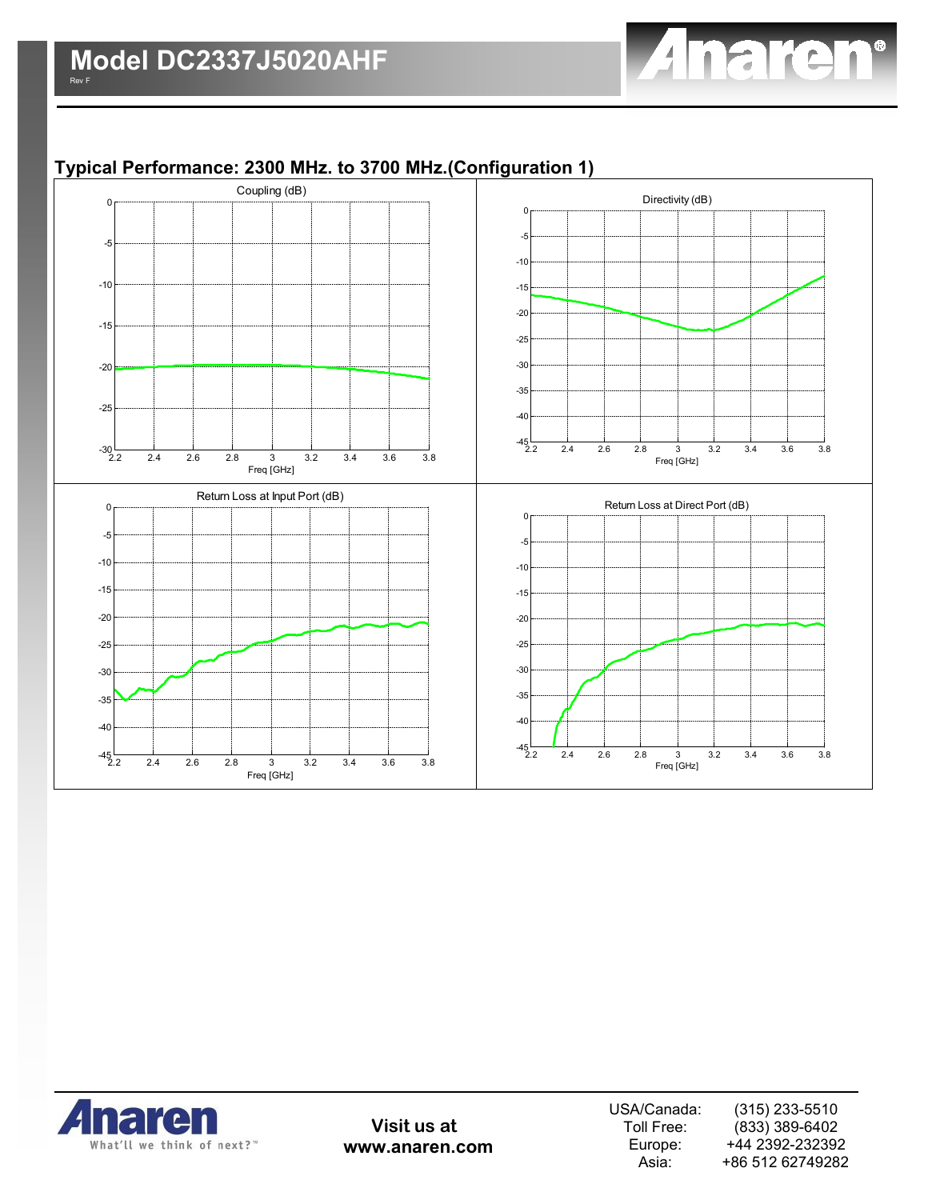## Typical Performance: 2300 MHz. to 3700 MHz.(Configuration 1)

Coupling (dB)

Directivity (dB)

Return Loss at Input Port (dB)

Return Loss at Direct Port (dB)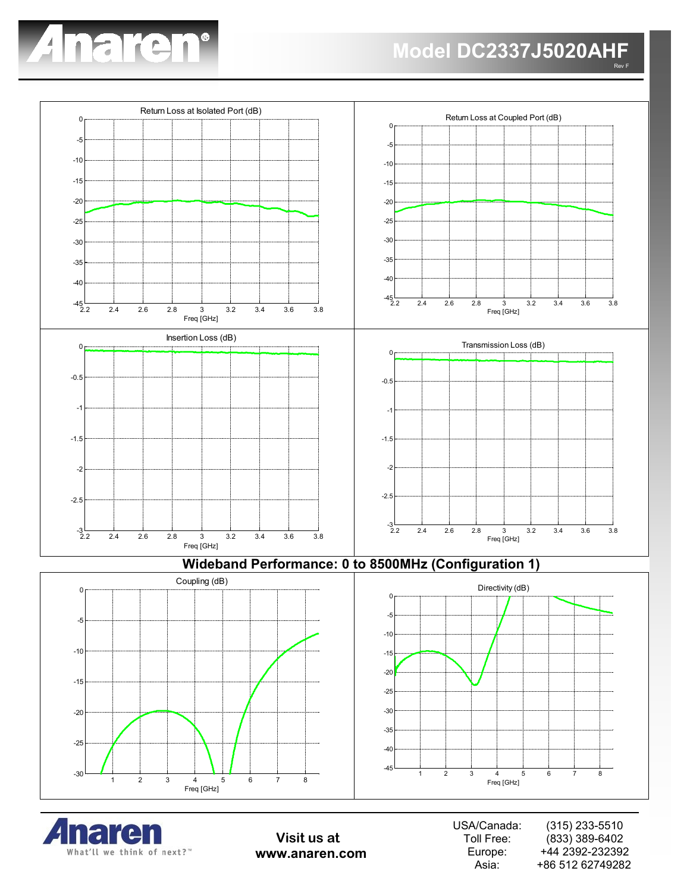# Model DC2337J5020AHF

Rev F

Return Loss at Isolated Port (dB)

Return Loss at Coupled Port (dB)

Insertion Loss (dB)

Transmission Loss (dB)

## Wideband Performance: 0 to 8500MHz (Configuration 1)

Coupling (dB)

Directivity (dB)

**Visit us at www.anaren.com**

| | |
|---|---|
| USA/Canada: | (315) 233-5510 |
| Toll Free: | (833) 389-6402 |
| Europe: | +44 2392-232392 |
| Asia: | +86 512 62749282 |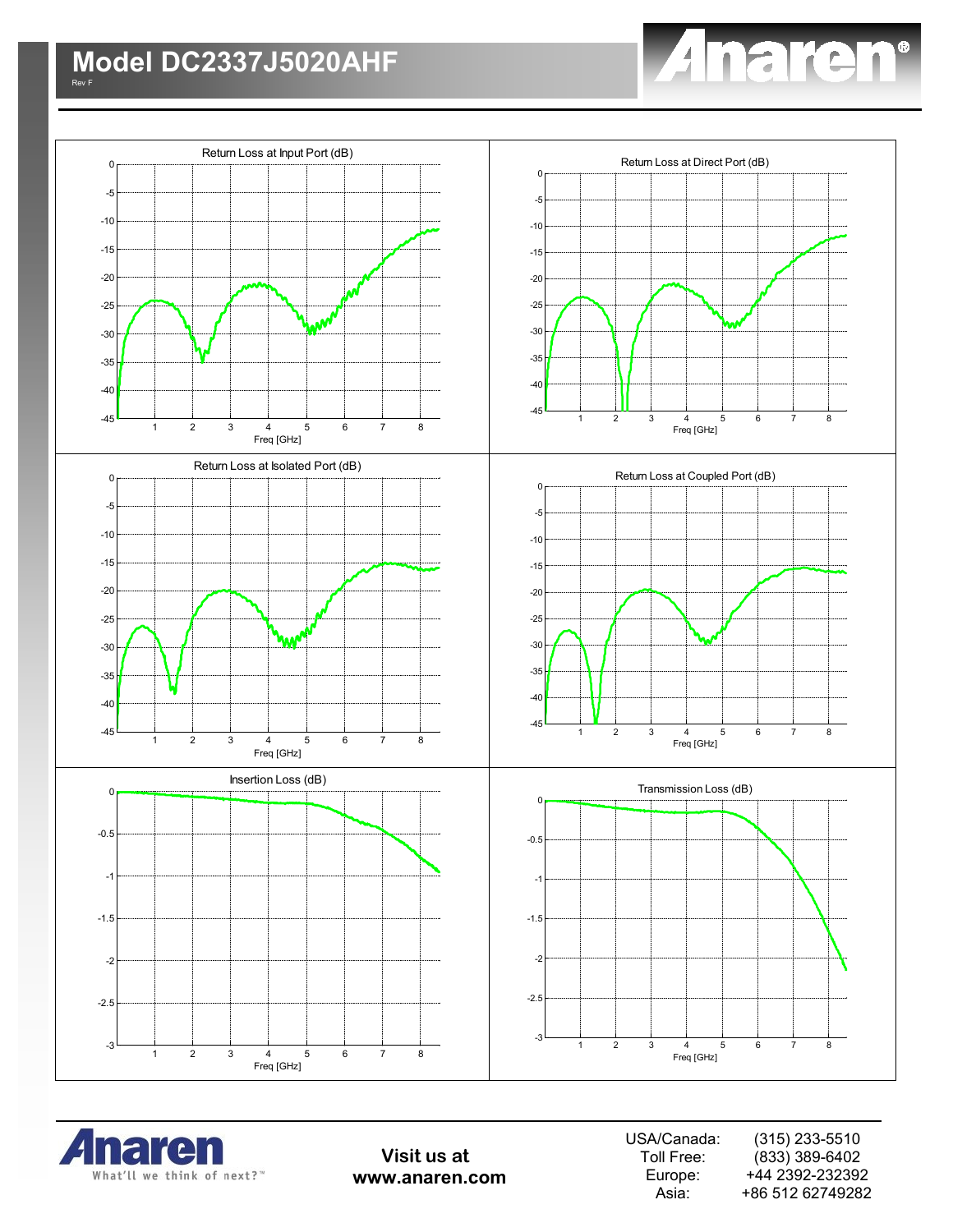# Model DC2337J5020AHF

Rev F

Return Loss at Input Port (dB)

Return Loss at Direct Port (dB)

Return Loss at Isolated Port (dB)

Return Loss at Coupled Port (dB)

Insertion Loss (dB)

Transmission Loss (dB)

Visit us at
www.anaren.com

| | |
|---|---|
| USA/Canada: | (315) 233-5510 |
| Toll Free: | (833) 389-6402 |
| Europe: | +44 2392-232392 |
| Asia: | +86 512 62749282 |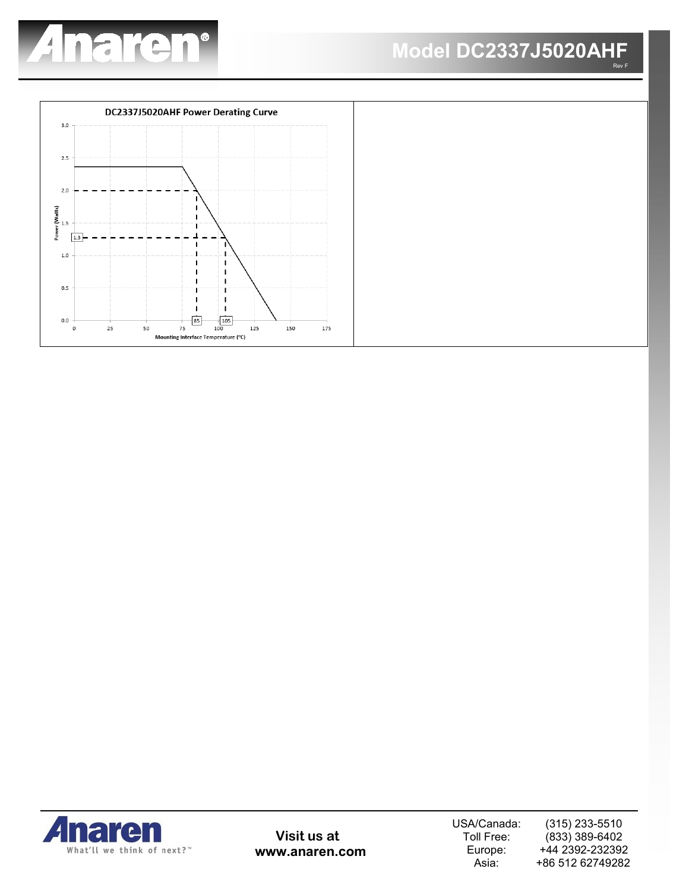**DC2337J5020AHF Power Derating Curve**

Power (Watts) vs. Mounting Interface Temperature (ºC)

Y-axis: 0.0, 0.5, 1.0, 1.5, 2.0, 2.5, 3.0

X-axis: 0, 25, 50, 75, 100, 125, 150, 175

Marked points: 85, 105, 1.3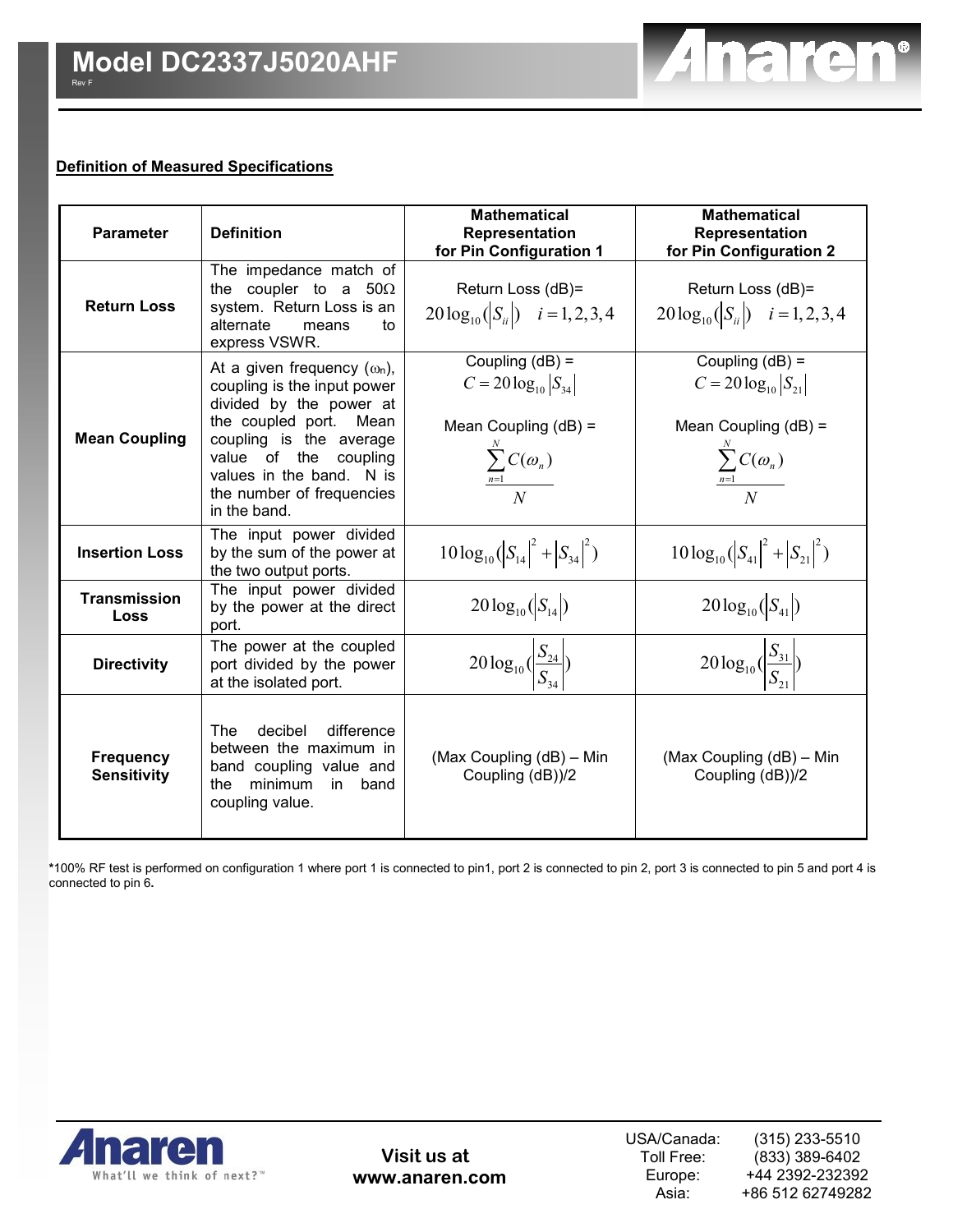## Definition of Measured Specifications

| Parameter | Definition | Mathematical Representation for Pin Configuration 1 | Mathematical Representation for Pin Configuration 2 |
|---|---|---|---|
| **Return Loss** | The impedance match of the coupler to a 50Ω system. Return Loss is an alternate means to express VSWR. | Return Loss (dB)= $20\log_{10}(\lvert S_{ii}\rvert) \quad i = 1,2,3,4$ | Return Loss (dB)= $20\log_{10}(\lvert S_{ii}\rvert) \quad i = 1,2,3,4$ |
| **Mean Coupling** | At a given frequency ($\omega_n$), coupling is the input power divided by the power at the coupled port. Mean coupling is the average value of the coupling values in the band. N is the number of frequencies in the band. | Coupling (dB) = $C = 20\log_{10}\lvert S_{34}\rvert$ Mean Coupling (dB) = $\frac{\sum_{n=1}^{N} C(\omega_n)}{N}$ | Coupling (dB) = $C = 20\log_{10}\lvert S_{21}\rvert$ Mean Coupling (dB) = $\frac{\sum_{n=1}^{N} C(\omega_n)}{N}$ |
| **Insertion Loss** | The input power divided by the sum of the power at the two output ports. | $10\log_{10}(\lvert S_{14}\rvert^2 + \lvert S_{34}\rvert^2)$ | $10\log_{10}(\lvert S_{41}\rvert^2 + \lvert S_{21}\rvert^2)$ |
| **Transmission Loss** | The input power divided by the power at the direct port. | $20\log_{10}(\lvert S_{14}\rvert)$ | $20\log_{10}(\lvert S_{41}\rvert)$ |
| **Directivity** | The power at the coupled port divided by the power at the isolated port. | $20\log_{10}(\left\lvert\frac{S_{24}}{S_{34}}\right\rvert)$ | $20\log_{10}(\left\lvert\frac{S_{31}}{S_{21}}\right\rvert)$ |
| **Frequency Sensitivity** | The decibel difference between the maximum in band coupling value and the minimum in band coupling value. | (Max Coupling (dB) – Min Coupling (dB))/2 | (Max Coupling (dB) – Min Coupling (dB))/2 |

***100% RF test is performed on configuration 1 where port 1 is connected to pin1, port 2 is connected to pin 2, port 3 is connected to pin 5 and port 4 is connected to pin 6.**

**Visit us at www.anaren.com**

| | |
|---|---|
| USA/Canada: | (315) 233-5510 |
| Toll Free: | (833) 389-6402 |
| Europe: | +44 2392-232392 |
| Asia: | +86 512 62749282 |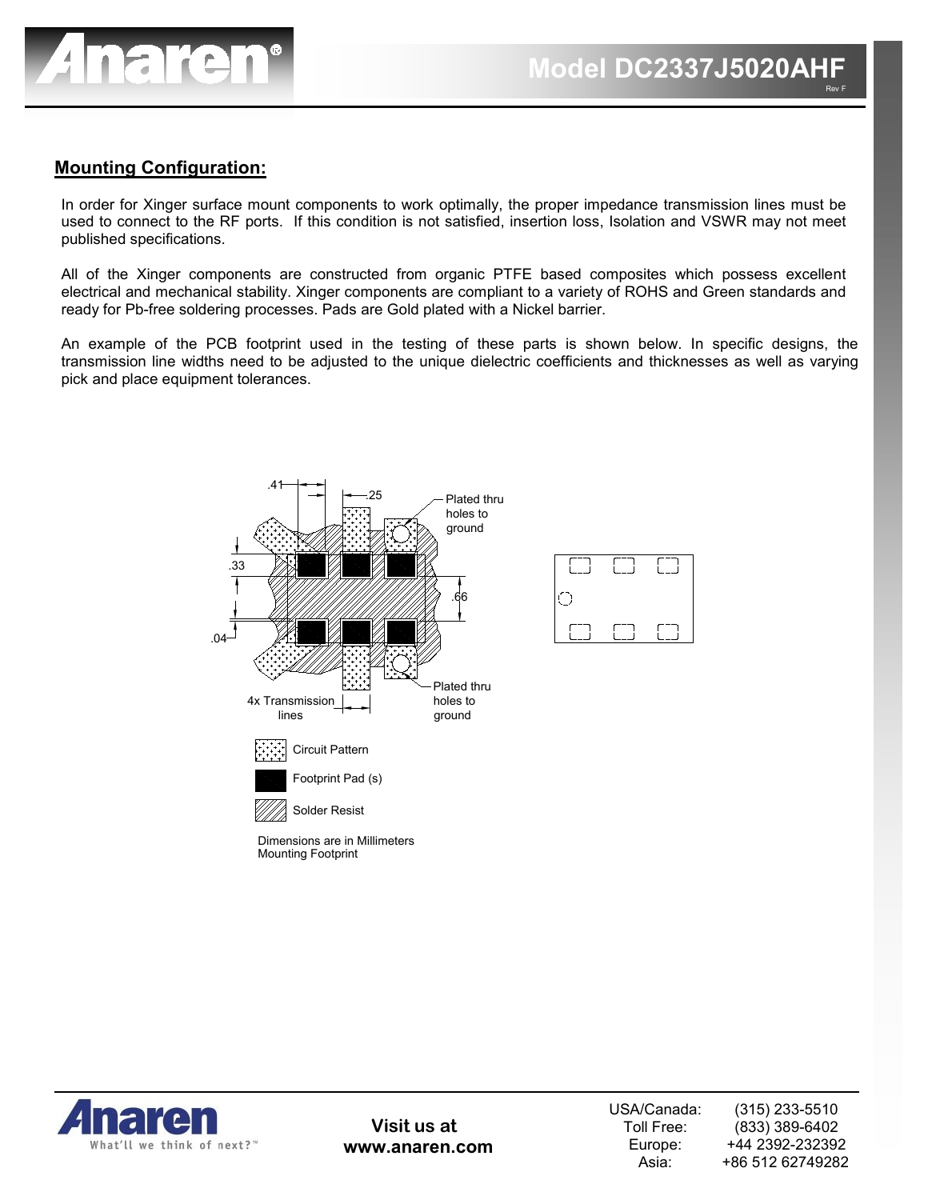## Mounting Configuration:

In order for Xinger surface mount components to work optimally, the proper impedance transmission lines must be used to connect to the RF ports. If this condition is not satisfied, insertion loss, Isolation and VSWR may not meet published specifications.

All of the Xinger components are constructed from organic PTFE based composites which possess excellent electrical and mechanical stability. Xinger components are compliant to a variety of ROHS and Green standards and ready for Pb-free soldering processes. Pads are Gold plated with a Nickel barrier.

An example of the PCB footprint used in the testing of these parts is shown below. In specific designs, the transmission line widths need to be adjusted to the unique dielectric coefficients and thicknesses as well as varying pick and place equipment tolerances.

.41

.25

Plated thru holes to ground

.33

.66

.04

4x Transmission lines

Plated thru holes to ground

Circuit Pattern

Footprint Pad (s)

Solder Resist

Dimensions are in Millimeters
Mounting Footprint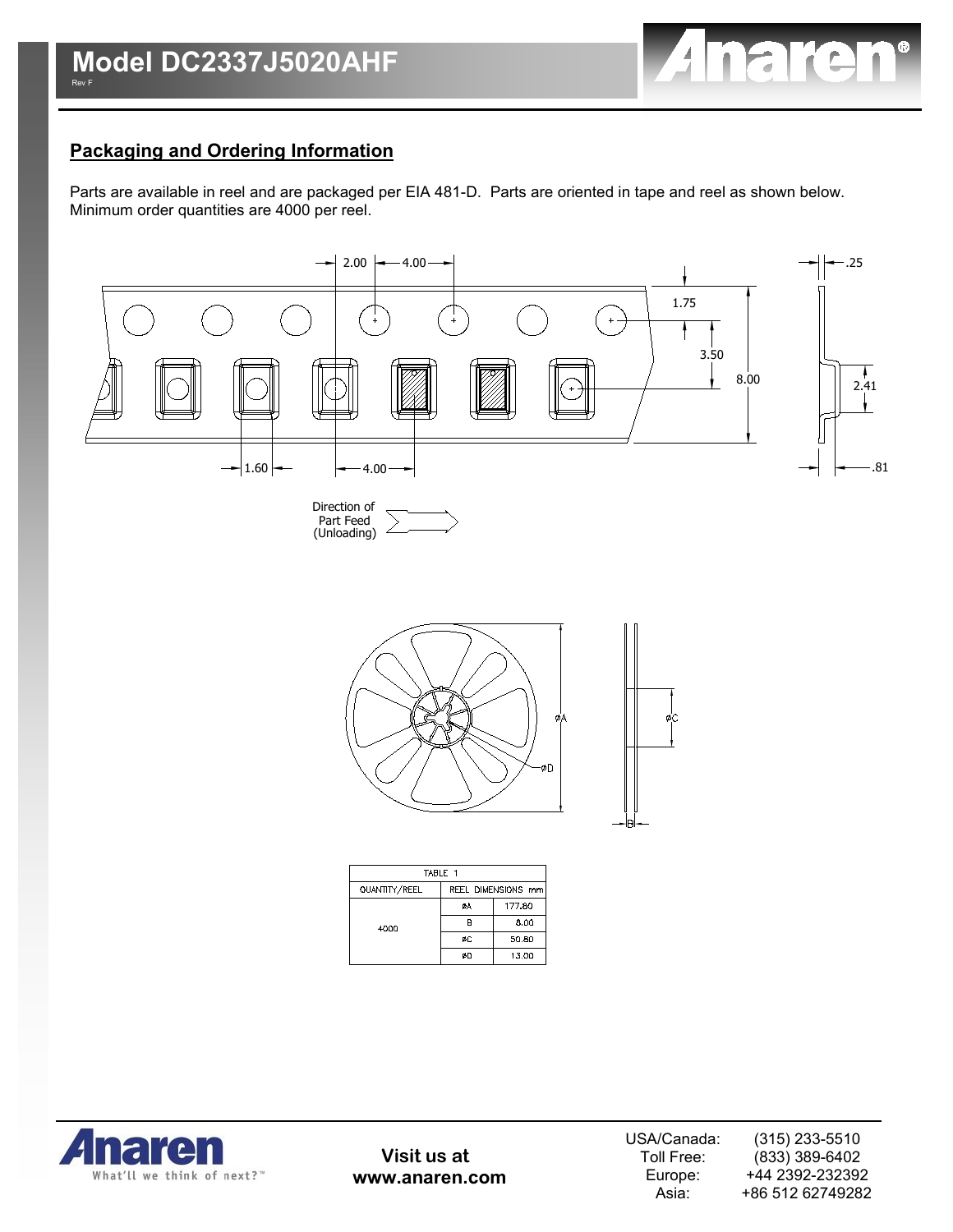## Packaging and Ordering Information

Parts are available in reel and are packaged per EIA 481-D. Parts are oriented in tape and reel as shown below. Minimum order quantities are 4000 per reel.

2.00
4.00
.25
1.75
3.50
8.00
2.41
1.60
4.00
.81

Direction of Part Feed (Unloading)

ØA
ØC
ØD
B

| TABLE 1 | | |
|---|---|---|
| QUANTITY/REEL | REEL DIMENSIONS mm | |
| 4000 | ØA | 177.80 |
| | B | 8.00 |
| | ØC | 50.80 |
| | ØD | 13.00 |